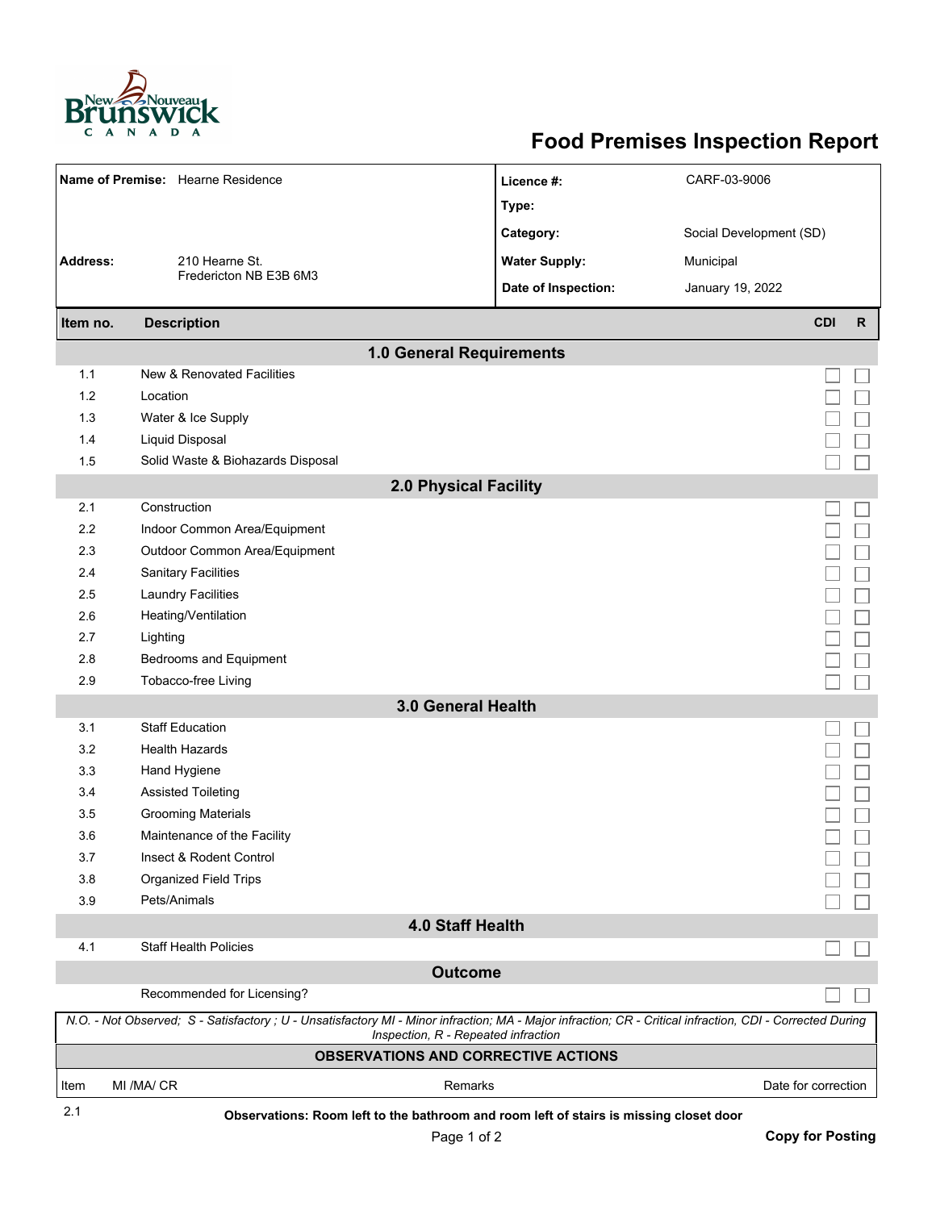# Food Premises Inspection Report

| | | | |
|---|---|---|---|
| **Name of Premise:** | Hearne Residence | **Licence #:** | CARF-03-9006 |
| | | **Type:** | |
| | | **Category:** | Social Development (SD) |
| **Address:** | 210 Hearne St. Fredericton NB E3B 6M3 | **Water Supply:** | Municipal |
| | | **Date of Inspection:** | January 19, 2022 |

| Item no. | Description | CDI | R |
|---|---|---|---|
| | **1.0 General Requirements** | | |
| 1.1 | New & Renovated Facilities | ☐ | ☐ |
| 1.2 | Location | ☐ | ☐ |
| 1.3 | Water & Ice Supply | ☐ | ☐ |
| 1.4 | Liquid Disposal | ☐ | ☐ |
| 1.5 | Solid Waste & Biohazards Disposal | ☐ | ☐ |
| | **2.0 Physical Facility** | | |
| 2.1 | Construction | ☐ | ☐ |
| 2.2 | Indoor Common Area/Equipment | ☐ | ☐ |
| 2.3 | Outdoor Common Area/Equipment | ☐ | ☐ |
| 2.4 | Sanitary Facilities | ☐ | ☐ |
| 2.5 | Laundry Facilities | ☐ | ☐ |
| 2.6 | Heating/Ventilation | ☐ | ☐ |
| 2.7 | Lighting | ☐ | ☐ |
| 2.8 | Bedrooms and Equipment | ☐ | ☐ |
| 2.9 | Tobacco-free Living | ☐ | ☐ |
| | **3.0 General Health** | | |
| 3.1 | Staff Education | ☐ | ☐ |
| 3.2 | Health Hazards | ☐ | ☐ |
| 3.3 | Hand Hygiene | ☐ | ☐ |
| 3.4 | Assisted Toileting | ☐ | ☐ |
| 3.5 | Grooming Materials | ☐ | ☐ |
| 3.6 | Maintenance of the Facility | ☐ | ☐ |
| 3.7 | Insect & Rodent Control | ☐ | ☐ |
| 3.8 | Organized Field Trips | ☐ | ☐ |
| 3.9 | Pets/Animals | ☐ | ☐ |
| | **4.0 Staff Health** | | |
| 4.1 | Staff Health Policies | ☐ | ☐ |
| | **Outcome** | | |
| | Recommended for Licensing? | ☐ | ☐ |

*N.O. - Not Observed; S - Satisfactory ; U - Unsatisfactory MI - Minor infraction; MA - Major infraction; CR - Critical infraction, CDI - Corrected During Inspection, R - Repeated infraction*

## OBSERVATIONS AND CORRECTIVE ACTIONS

| Item | MI /MA/ CR | Remarks | Date for correction |
|---|---|---|---|
| 2.1 | | **Observations: Room left to the bathroom and room left of stairs is missing closet door** | |

**Copy for Posting**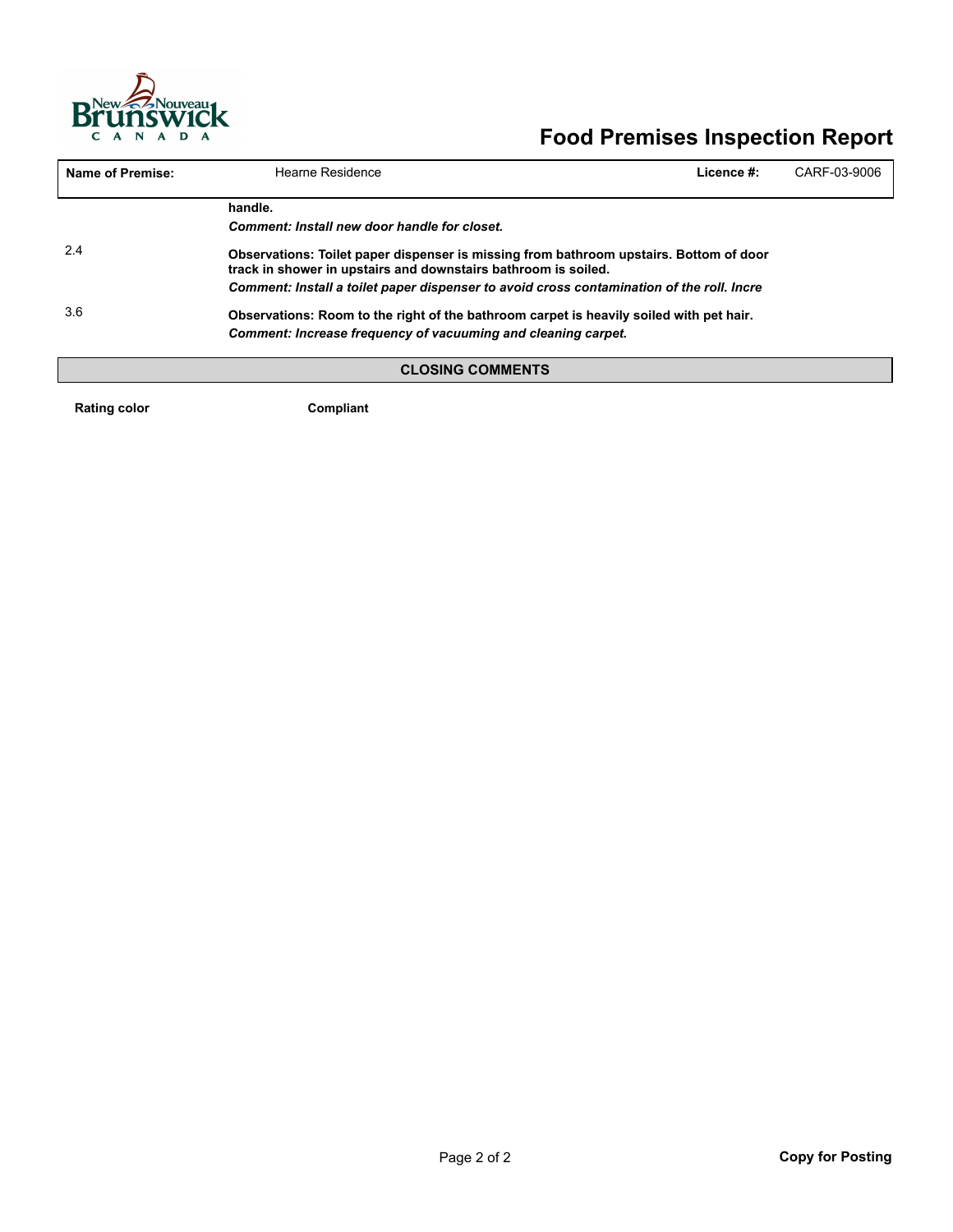# Food Premises Inspection Report

| Name of Premise: | Hearne Residence | Licence #: | CARF-03-9006 |
|---|---|---|---|

| | |
|---|---|
| | **handle.** <br> ***Comment: Install new door handle for closet.*** |
| 2.4 | **Observations: Toilet paper dispenser is missing from bathroom upstairs. Bottom of door track in shower in upstairs and downstairs bathroom is soiled.** <br> ***Comment: Install a toilet paper dispenser to avoid cross contamination of the roll. Incre*** |
| 3.6 | **Observations: Room to the right of the bathroom carpet is heavily soiled with pet hair.** <br> ***Comment: Increase frequency of vacuuming and cleaning carpet.*** |

## CLOSING COMMENTS

| | |
|---|---|
| **Rating color** | **Compliant** |

**Copy for Posting**